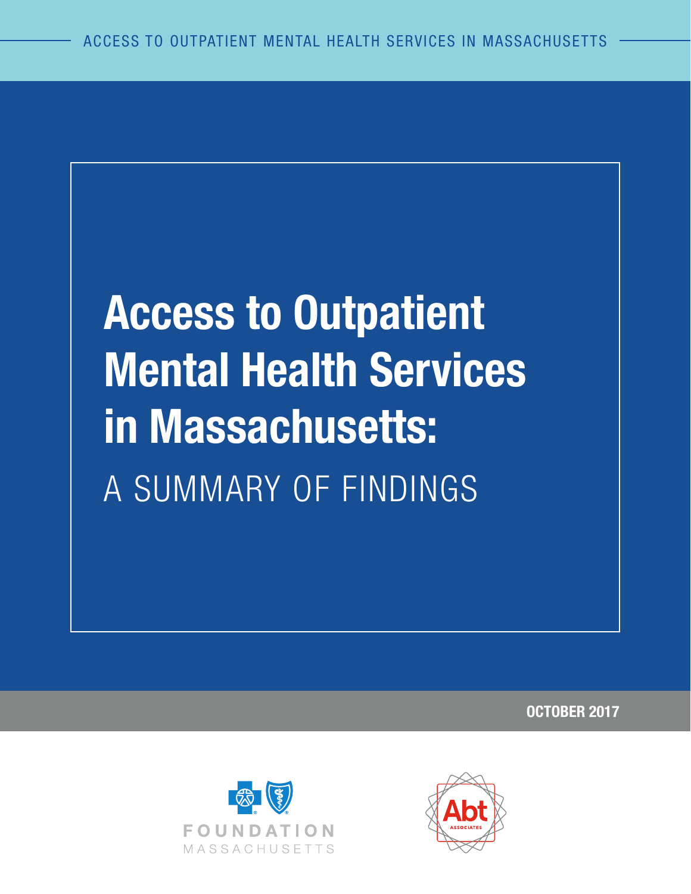ACCESS TO OUTPATIENT MENTAL HEALTH SERVICES IN MASSACHUSETTS

# Access to Outpatient Mental Health Services in Massachusetts:

## A SUMMARY OF FINDINGS

OCTOBER 2017

FOUNDATION
MASSACHUSETTS

Abt ASSOCIATES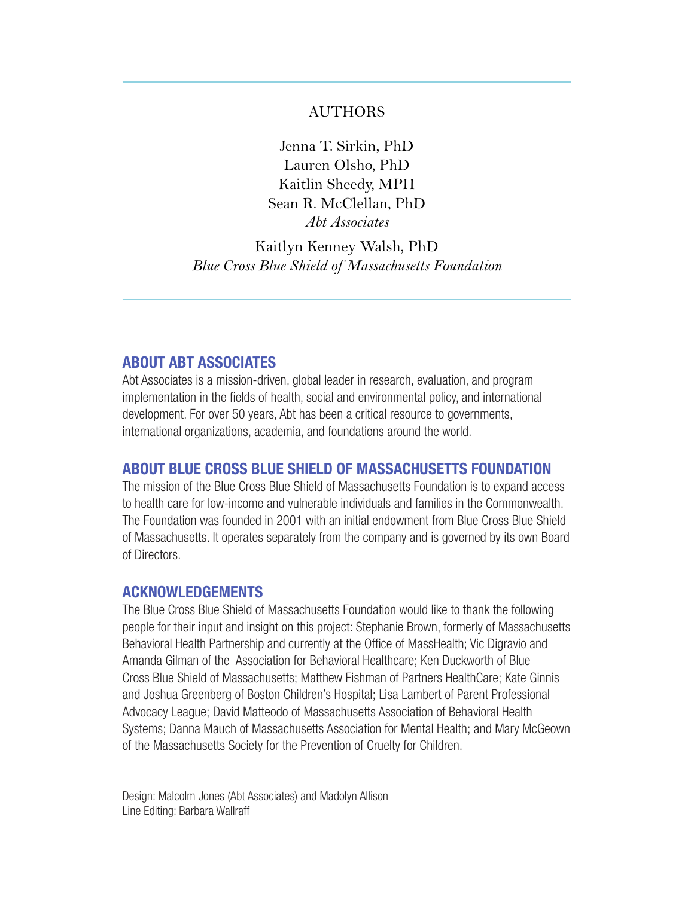## AUTHORS

Jenna T. Sirkin, PhD
Lauren Olsho, PhD
Kaitlin Sheedy, MPH
Sean R. McClellan, PhD
*Abt Associates*

Kaitlyn Kenney Walsh, PhD
*Blue Cross Blue Shield of Massachusetts Foundation*

## ABOUT ABT ASSOCIATES

Abt Associates is a mission-driven, global leader in research, evaluation, and program implementation in the fields of health, social and environmental policy, and international development. For over 50 years, Abt has been a critical resource to governments, international organizations, academia, and foundations around the world.

## ABOUT BLUE CROSS BLUE SHIELD OF MASSACHUSETTS FOUNDATION

The mission of the Blue Cross Blue Shield of Massachusetts Foundation is to expand access to health care for low-income and vulnerable individuals and families in the Commonwealth. The Foundation was founded in 2001 with an initial endowment from Blue Cross Blue Shield of Massachusetts. It operates separately from the company and is governed by its own Board of Directors.

## ACKNOWLEDGEMENTS

The Blue Cross Blue Shield of Massachusetts Foundation would like to thank the following people for their input and insight on this project: Stephanie Brown, formerly of Massachusetts Behavioral Health Partnership and currently at the Office of MassHealth; Vic Digravio and Amanda Gilman of the Association for Behavioral Healthcare; Ken Duckworth of Blue Cross Blue Shield of Massachusetts; Matthew Fishman of Partners HealthCare; Kate Ginnis and Joshua Greenberg of Boston Children's Hospital; Lisa Lambert of Parent Professional Advocacy League; David Matteodo of Massachusetts Association of Behavioral Health Systems; Danna Mauch of Massachusetts Association for Mental Health; and Mary McGeown of the Massachusetts Society for the Prevention of Cruelty for Children.

Design: Malcolm Jones (Abt Associates) and Madolyn Allison
Line Editing: Barbara Wallraff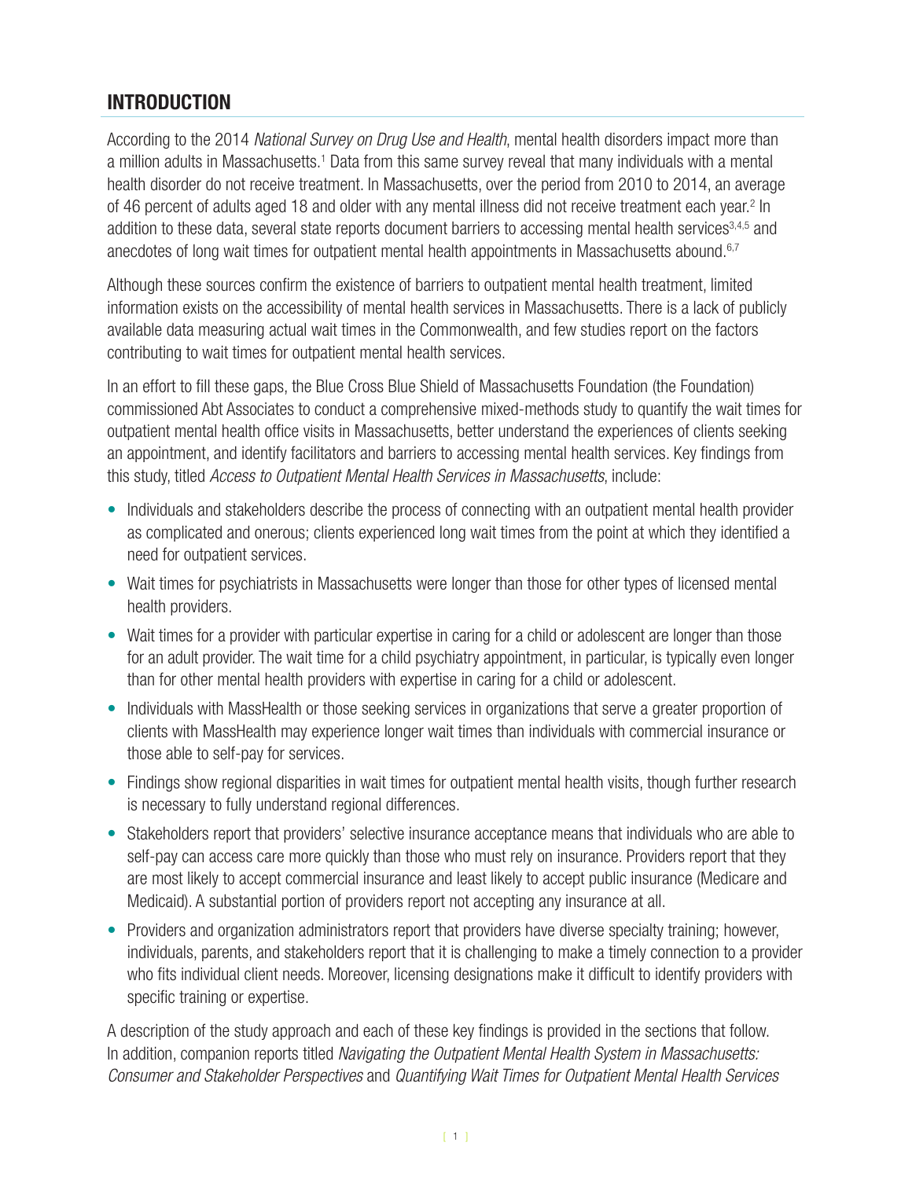## INTRODUCTION

According to the 2014 *National Survey on Drug Use and Health*, mental health disorders impact more than a million adults in Massachusetts.[1] Data from this same survey reveal that many individuals with a mental health disorder do not receive treatment. In Massachusetts, over the period from 2010 to 2014, an average of 46 percent of adults aged 18 and older with any mental illness did not receive treatment each year.[2] In addition to these data, several state reports document barriers to accessing mental health services[3,4,5] and anecdotes of long wait times for outpatient mental health appointments in Massachusetts abound.[6,7]

Although these sources confirm the existence of barriers to outpatient mental health treatment, limited information exists on the accessibility of mental health services in Massachusetts. There is a lack of publicly available data measuring actual wait times in the Commonwealth, and few studies report on the factors contributing to wait times for outpatient mental health services.

In an effort to fill these gaps, the Blue Cross Blue Shield of Massachusetts Foundation (the Foundation) commissioned Abt Associates to conduct a comprehensive mixed-methods study to quantify the wait times for outpatient mental health office visits in Massachusetts, better understand the experiences of clients seeking an appointment, and identify facilitators and barriers to accessing mental health services. Key findings from this study, titled *Access to Outpatient Mental Health Services in Massachusetts*, include:

- Individuals and stakeholders describe the process of connecting with an outpatient mental health provider as complicated and onerous; clients experienced long wait times from the point at which they identified a need for outpatient services.
- Wait times for psychiatrists in Massachusetts were longer than those for other types of licensed mental health providers.
- Wait times for a provider with particular expertise in caring for a child or adolescent are longer than those for an adult provider. The wait time for a child psychiatry appointment, in particular, is typically even longer than for other mental health providers with expertise in caring for a child or adolescent.
- Individuals with MassHealth or those seeking services in organizations that serve a greater proportion of clients with MassHealth may experience longer wait times than individuals with commercial insurance or those able to self-pay for services.
- Findings show regional disparities in wait times for outpatient mental health visits, though further research is necessary to fully understand regional differences.
- Stakeholders report that providers' selective insurance acceptance means that individuals who are able to self-pay can access care more quickly than those who must rely on insurance. Providers report that they are most likely to accept commercial insurance and least likely to accept public insurance (Medicare and Medicaid). A substantial portion of providers report not accepting any insurance at all.
- Providers and organization administrators report that providers have diverse specialty training; however, individuals, parents, and stakeholders report that it is challenging to make a timely connection to a provider who fits individual client needs. Moreover, licensing designations make it difficult to identify providers with specific training or expertise.

A description of the study approach and each of these key findings is provided in the sections that follow. In addition, companion reports titled *Navigating the Outpatient Mental Health System in Massachusetts: Consumer and Stakeholder Perspectives* and *Quantifying Wait Times for Outpatient Mental Health Services*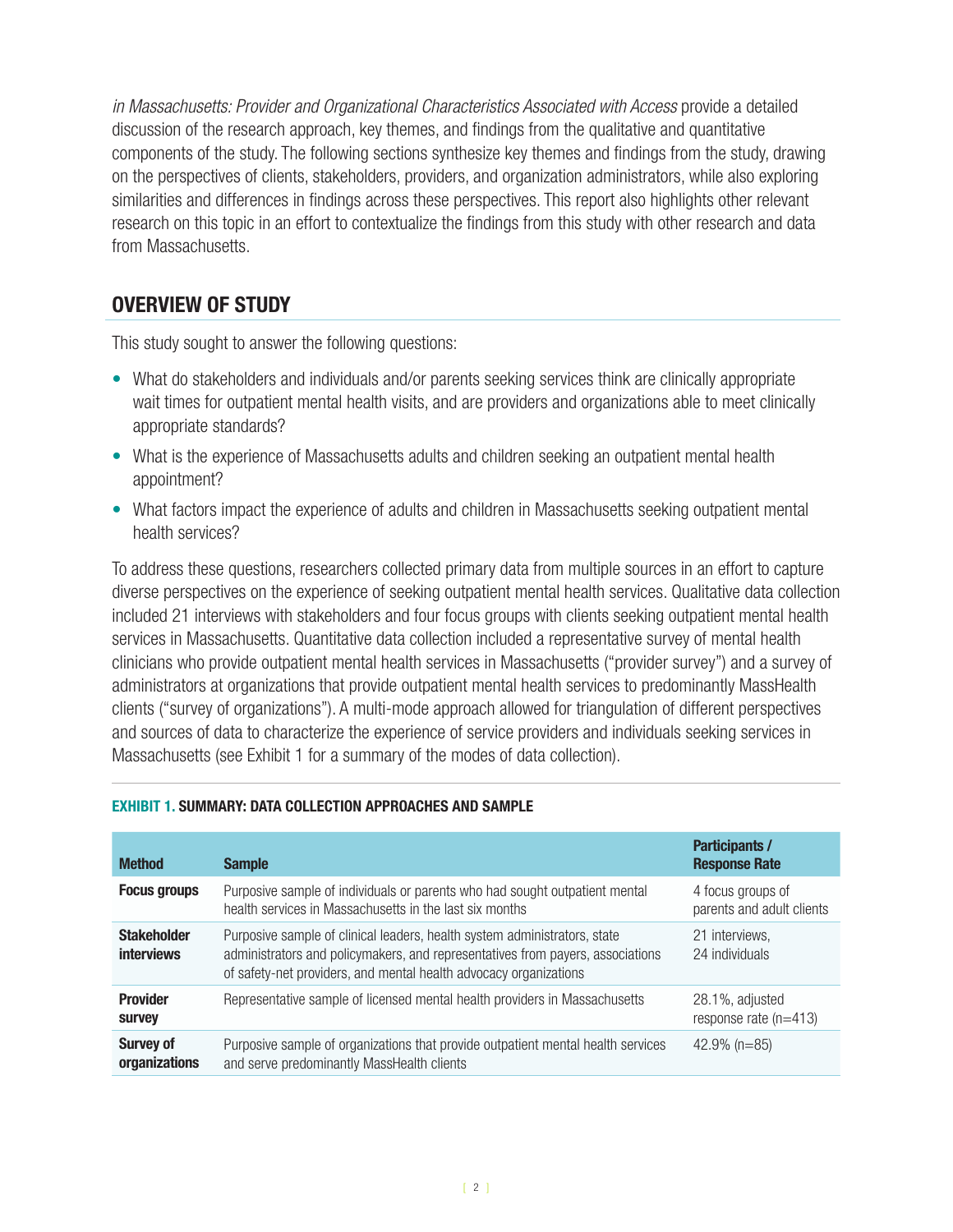*in Massachusetts: Provider and Organizational Characteristics Associated with Access* provide a detailed discussion of the research approach, key themes, and findings from the qualitative and quantitative components of the study. The following sections synthesize key themes and findings from the study, drawing on the perspectives of clients, stakeholders, providers, and organization administrators, while also exploring similarities and differences in findings across these perspectives. This report also highlights other relevant research on this topic in an effort to contextualize the findings from this study with other research and data from Massachusetts.

## OVERVIEW OF STUDY

This study sought to answer the following questions:

- What do stakeholders and individuals and/or parents seeking services think are clinically appropriate wait times for outpatient mental health visits, and are providers and organizations able to meet clinically appropriate standards?
- What is the experience of Massachusetts adults and children seeking an outpatient mental health appointment?
- What factors impact the experience of adults and children in Massachusetts seeking outpatient mental health services?

To address these questions, researchers collected primary data from multiple sources in an effort to capture diverse perspectives on the experience of seeking outpatient mental health services. Qualitative data collection included 21 interviews with stakeholders and four focus groups with clients seeking outpatient mental health services in Massachusetts. Quantitative data collection included a representative survey of mental health clinicians who provide outpatient mental health services in Massachusetts ("provider survey") and a survey of administrators at organizations that provide outpatient mental health services to predominantly MassHealth clients ("survey of organizations"). A multi-mode approach allowed for triangulation of different perspectives and sources of data to characterize the experience of service providers and individuals seeking services in Massachusetts (see Exhibit 1 for a summary of the modes of data collection).

**EXHIBIT 1. SUMMARY: DATA COLLECTION APPROACHES AND SAMPLE**

| Method | Sample | Participants / Response Rate |
|---|---|---|
| **Focus groups** | Purposive sample of individuals or parents who had sought outpatient mental health services in Massachusetts in the last six months | 4 focus groups of parents and adult clients |
| **Stakeholder interviews** | Purposive sample of clinical leaders, health system administrators, state administrators and policymakers, and representatives from payers, associations of safety-net providers, and mental health advocacy organizations | 21 interviews, 24 individuals |
| **Provider survey** | Representative sample of licensed mental health providers in Massachusetts | 28.1%, adjusted response rate (n=413) |
| **Survey of organizations** | Purposive sample of organizations that provide outpatient mental health services and serve predominantly MassHealth clients | 42.9% (n=85) |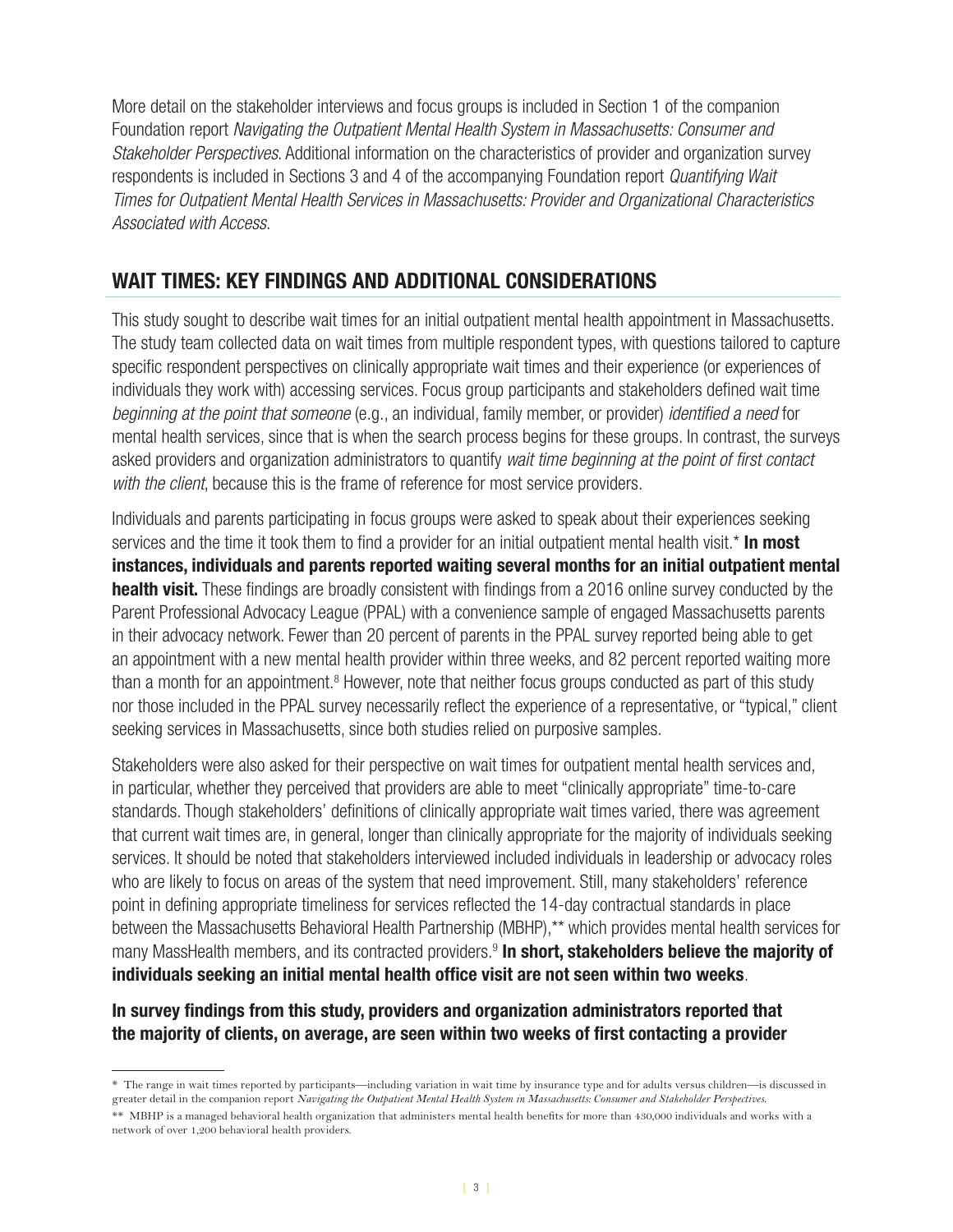More detail on the stakeholder interviews and focus groups is included in Section 1 of the companion Foundation report *Navigating the Outpatient Mental Health System in Massachusetts: Consumer and Stakeholder Perspectives*. Additional information on the characteristics of provider and organization survey respondents is included in Sections 3 and 4 of the accompanying Foundation report *Quantifying Wait Times for Outpatient Mental Health Services in Massachusetts: Provider and Organizational Characteristics Associated with Access*.

## WAIT TIMES: KEY FINDINGS AND ADDITIONAL CONSIDERATIONS

This study sought to describe wait times for an initial outpatient mental health appointment in Massachusetts. The study team collected data on wait times from multiple respondent types, with questions tailored to capture specific respondent perspectives on clinically appropriate wait times and their experience (or experiences of individuals they work with) accessing services. Focus group participants and stakeholders defined wait time *beginning at the point that someone* (e.g., an individual, family member, or provider) *identified a need* for mental health services, since that is when the search process begins for these groups. In contrast, the surveys asked providers and organization administrators to quantify *wait time beginning at the point of first contact with the client*, because this is the frame of reference for most service providers.

Individuals and parents participating in focus groups were asked to speak about their experiences seeking services and the time it took them to find a provider for an initial outpatient mental health visit.* **In most instances, individuals and parents reported waiting several months for an initial outpatient mental health visit.** These findings are broadly consistent with findings from a 2016 online survey conducted by the Parent Professional Advocacy League (PPAL) with a convenience sample of engaged Massachusetts parents in their advocacy network. Fewer than 20 percent of parents in the PPAL survey reported being able to get an appointment with a new mental health provider within three weeks, and 82 percent reported waiting more than a month for an appointment.[8] However, note that neither focus groups conducted as part of this study nor those included in the PPAL survey necessarily reflect the experience of a representative, or "typical," client seeking services in Massachusetts, since both studies relied on purposive samples.

Stakeholders were also asked for their perspective on wait times for outpatient mental health services and, in particular, whether they perceived that providers are able to meet "clinically appropriate" time-to-care standards. Though stakeholders' definitions of clinically appropriate wait times varied, there was agreement that current wait times are, in general, longer than clinically appropriate for the majority of individuals seeking services. It should be noted that stakeholders interviewed included individuals in leadership or advocacy roles who are likely to focus on areas of the system that need improvement. Still, many stakeholders' reference point in defining appropriate timeliness for services reflected the 14-day contractual standards in place between the Massachusetts Behavioral Health Partnership (MBHP),** which provides mental health services for many MassHealth members, and its contracted providers.[9] **In short, stakeholders believe the majority of individuals seeking an initial mental health office visit are not seen within two weeks**.

**In survey findings from this study, providers and organization administrators reported that the majority of clients, on average, are seen within two weeks of first contacting a provider**

\* The range in wait times reported by participants—including variation in wait time by insurance type and for adults versus children—is discussed in greater detail in the companion report *Navigating the Outpatient Mental Health System in Massachusetts: Consumer and Stakeholder Perspectives.*

\*\* MBHP is a managed behavioral health organization that administers mental health benefits for more than 430,000 individuals and works with a network of over 1,200 behavioral health providers.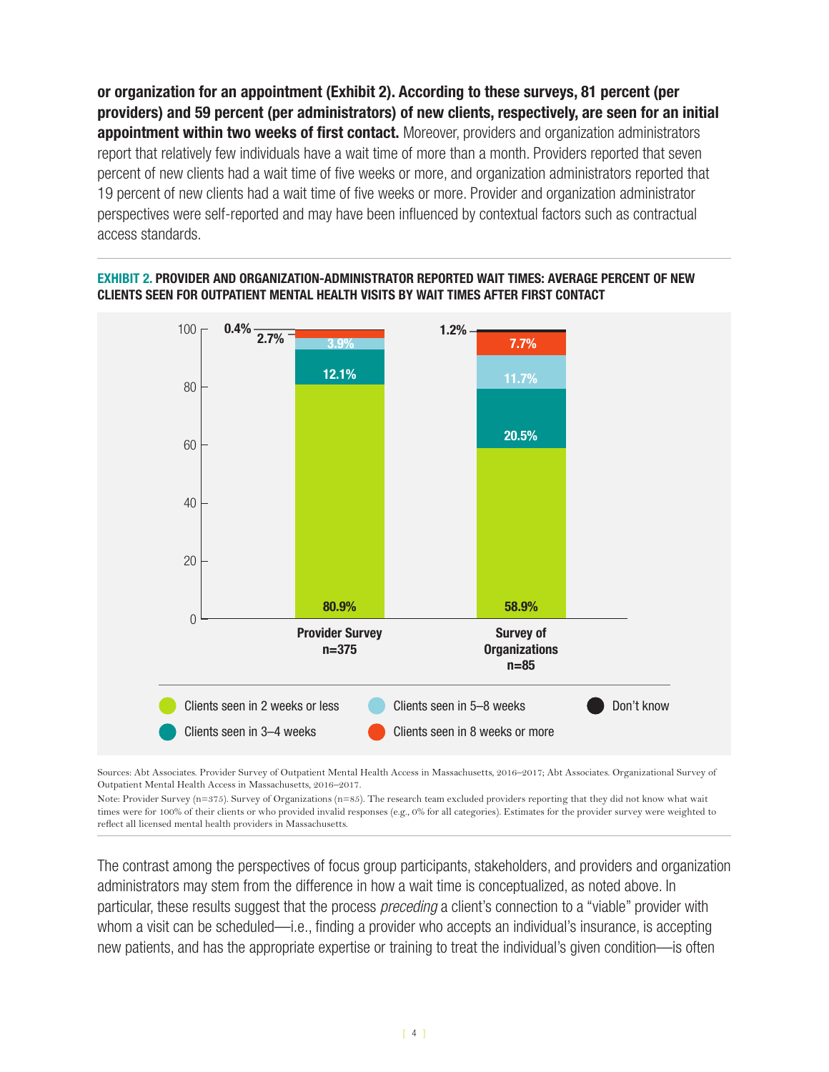**or organization for an appointment (Exhibit 2). According to these surveys, 81 percent (per providers) and 59 percent (per administrators) of new clients, respectively, are seen for an initial appointment within two weeks of first contact.** Moreover, providers and organization administrators report that relatively few individuals have a wait time of more than a month. Providers reported that seven percent of new clients had a wait time of five weeks or more, and organization administrators reported that 19 percent of new clients had a wait time of five weeks or more. Provider and organization administrator perspectives were self-reported and may have been influenced by contextual factors such as contractual access standards.

**EXHIBIT 2. PROVIDER AND ORGANIZATION-ADMINISTRATOR REPORTED WAIT TIMES: AVERAGE PERCENT OF NEW CLIENTS SEEN FOR OUTPATIENT MENTAL HEALTH VISITS BY WAIT TIMES AFTER FIRST CONTACT**

| | Provider Survey n=375 | Survey of Organizations n=85 |
|---|---|---|
| Clients seen in 2 weeks or less | 80.9% | 58.9% |
| Clients seen in 3–4 weeks | 12.1% | 20.5% |
| Clients seen in 5–8 weeks | 3.9% | 11.7% |
| Clients seen in 8 weeks or more | 2.7% | 7.7% |
| Don't know | 0.4% | 1.2% |

Sources: Abt Associates. Provider Survey of Outpatient Mental Health Access in Massachusetts, 2016–2017; Abt Associates. Organizational Survey of Outpatient Mental Health Access in Massachusetts, 2016–2017.

Note: Provider Survey (n=375). Survey of Organizations (n=85). The research team excluded providers reporting that they did not know what wait times were for 100% of their clients or who provided invalid responses (e.g., 0% for all categories). Estimates for the provider survey were weighted to reflect all licensed mental health providers in Massachusetts.

The contrast among the perspectives of focus group participants, stakeholders, and providers and organization administrators may stem from the difference in how a wait time is conceptualized, as noted above. In particular, these results suggest that the process *preceding* a client's connection to a "viable" provider with whom a visit can be scheduled—i.e., finding a provider who accepts an individual's insurance, is accepting new patients, and has the appropriate expertise or training to treat the individual's given condition—is often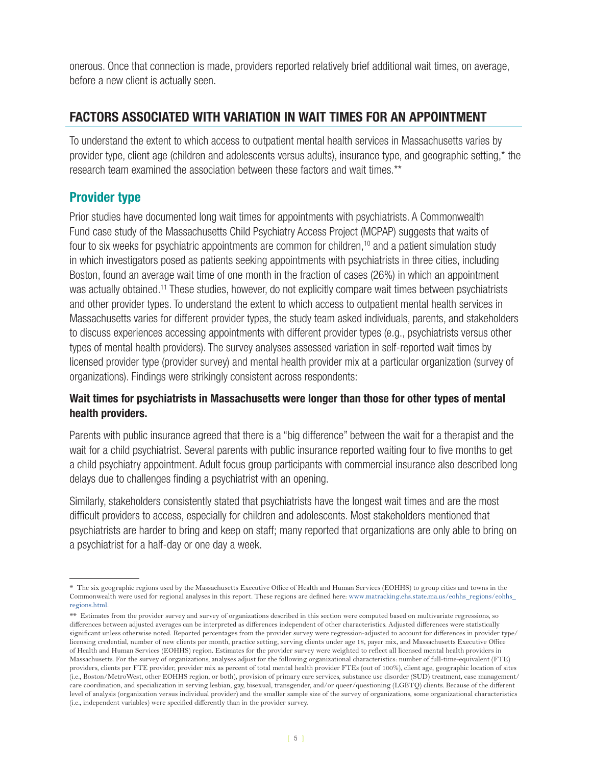onerous. Once that connection is made, providers reported relatively brief additional wait times, on average, before a new client is actually seen.

## FACTORS ASSOCIATED WITH VARIATION IN WAIT TIMES FOR AN APPOINTMENT

To understand the extent to which access to outpatient mental health services in Massachusetts varies by provider type, client age (children and adolescents versus adults), insurance type, and geographic setting,* the research team examined the association between these factors and wait times.**

### Provider type

Prior studies have documented long wait times for appointments with psychiatrists. A Commonwealth Fund case study of the Massachusetts Child Psychiatry Access Project (MCPAP) suggests that waits of four to six weeks for psychiatric appointments are common for children,[10] and a patient simulation study in which investigators posed as patients seeking appointments with psychiatrists in three cities, including Boston, found an average wait time of one month in the fraction of cases (26%) in which an appointment was actually obtained.[11] These studies, however, do not explicitly compare wait times between psychiatrists and other provider types. To understand the extent to which access to outpatient mental health services in Massachusetts varies for different provider types, the study team asked individuals, parents, and stakeholders to discuss experiences accessing appointments with different provider types (e.g., psychiatrists versus other types of mental health providers). The survey analyses assessed variation in self-reported wait times by licensed provider type (provider survey) and mental health provider mix at a particular organization (survey of organizations). Findings were strikingly consistent across respondents:

**Wait times for psychiatrists in Massachusetts were longer than those for other types of mental health providers.**

Parents with public insurance agreed that there is a "big difference" between the wait for a therapist and the wait for a child psychiatrist. Several parents with public insurance reported waiting four to five months to get a child psychiatry appointment. Adult focus group participants with commercial insurance also described long delays due to challenges finding a psychiatrist with an opening.

Similarly, stakeholders consistently stated that psychiatrists have the longest wait times and are the most difficult providers to access, especially for children and adolescents. Most stakeholders mentioned that psychiatrists are harder to bring and keep on staff; many reported that organizations are only able to bring on a psychiatrist for a half-day or one day a week.

---

\* The six geographic regions used by the Massachusetts Executive Office of Health and Human Services (EOHHS) to group cities and towns in the Commonwealth were used for regional analyses in this report. These regions are defined here: www.matracking.ehs.state.ma.us/eohhs_regions/eohhs_regions.html.

\*\* Estimates from the provider survey and survey of organizations described in this section were computed based on multivariate regressions, so differences between adjusted averages can be interpreted as differences independent of other characteristics. Adjusted differences were statistically significant unless otherwise noted. Reported percentages from the provider survey were regression-adjusted to account for differences in provider type/licensing credential, number of new clients per month, practice setting, serving clients under age 18, payer mix, and Massachusetts Executive Office of Health and Human Services (EOHHS) region. Estimates for the provider survey were weighted to reflect all licensed mental health providers in Massachusetts. For the survey of organizations, analyses adjust for the following organizational characteristics: number of full-time-equivalent (FTE) providers, clients per FTE provider, provider mix as percent of total mental health provider FTEs (out of 100%), client age, geographic location of sites (i.e., Boston/MetroWest, other EOHHS region, or both), provision of primary care services, substance use disorder (SUD) treatment, case management/care coordination, and specialization in serving lesbian, gay, bisexual, transgender, and/or queer/questioning (LGBTQ) clients. Because of the different level of analysis (organization versus individual provider) and the smaller sample size of the survey of organizations, some organizational characteristics (i.e., independent variables) were specified differently than in the provider survey.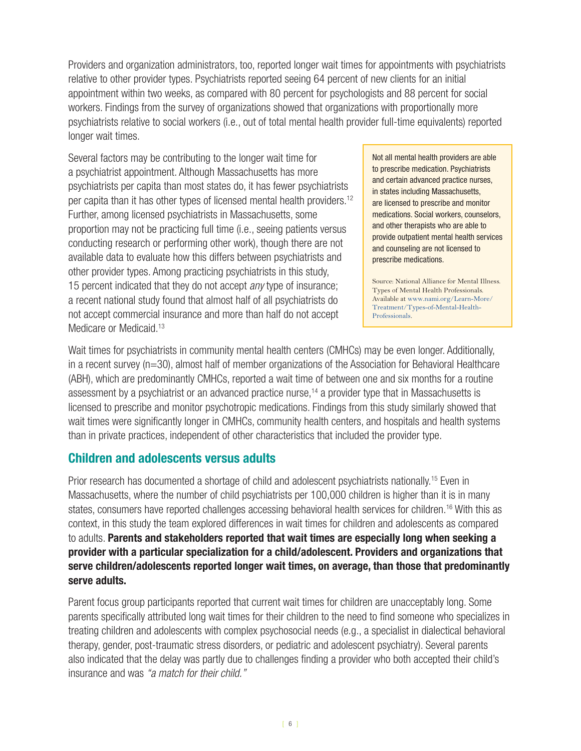Providers and organization administrators, too, reported longer wait times for appointments with psychiatrists relative to other provider types. Psychiatrists reported seeing 64 percent of new clients for an initial appointment within two weeks, as compared with 80 percent for psychologists and 88 percent for social workers. Findings from the survey of organizations showed that organizations with proportionally more psychiatrists relative to social workers (i.e., out of total mental health provider full-time equivalents) reported longer wait times.

Several factors may be contributing to the longer wait time for a psychiatrist appointment. Although Massachusetts has more psychiatrists per capita than most states do, it has fewer psychiatrists per capita than it has other types of licensed mental health providers.[12] Further, among licensed psychiatrists in Massachusetts, some proportion may not be practicing full time (i.e., seeing patients versus conducting research or performing other work), though there are not available data to evaluate how this differs between psychiatrists and other provider types. Among practicing psychiatrists in this study, 15 percent indicated that they do not accept *any* type of insurance; a recent national study found that almost half of all psychiatrists do not accept commercial insurance and more than half do not accept Medicare or Medicaid.[13]

> Not all mental health providers are able to prescribe medication. Psychiatrists and certain advanced practice nurses, in states including Massachusetts, are licensed to prescribe and monitor medications. Social workers, counselors, and other therapists who are able to provide outpatient mental health services and counseling are not licensed to prescribe medications.
>
> Source: National Alliance for Mental Illness. Types of Mental Health Professionals. Available at www.nami.org/Learn-More/Treatment/Types-of-Mental-Health-Professionals.

Wait times for psychiatrists in community mental health centers (CMHCs) may be even longer. Additionally, in a recent survey (n=30), almost half of member organizations of the Association for Behavioral Healthcare (ABH), which are predominantly CMHCs, reported a wait time of between one and six months for a routine assessment by a psychiatrist or an advanced practice nurse,[14] a provider type that in Massachusetts is licensed to prescribe and monitor psychotropic medications. Findings from this study similarly showed that wait times were significantly longer in CMHCs, community health centers, and hospitals and health systems than in private practices, independent of other characteristics that included the provider type.

## Children and adolescents versus adults

Prior research has documented a shortage of child and adolescent psychiatrists nationally.[15] Even in Massachusetts, where the number of child psychiatrists per 100,000 children is higher than it is in many states, consumers have reported challenges accessing behavioral health services for children.[16] With this as context, in this study the team explored differences in wait times for children and adolescents as compared to adults. **Parents and stakeholders reported that wait times are especially long when seeking a provider with a particular specialization for a child/adolescent. Providers and organizations that serve children/adolescents reported longer wait times, on average, than those that predominantly serve adults.**

Parent focus group participants reported that current wait times for children are unacceptably long. Some parents specifically attributed long wait times for their children to the need to find someone who specializes in treating children and adolescents with complex psychosocial needs (e.g., a specialist in dialectical behavioral therapy, gender, post-traumatic stress disorders, or pediatric and adolescent psychiatry). Several parents also indicated that the delay was partly due to challenges finding a provider who both accepted their child's insurance and was *"a match for their child."*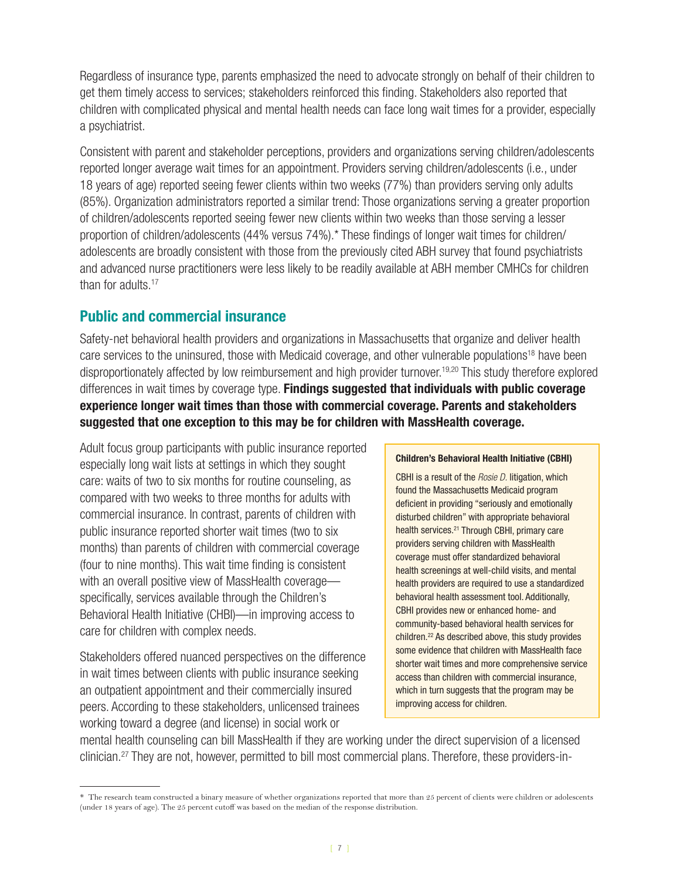Regardless of insurance type, parents emphasized the need to advocate strongly on behalf of their children to get them timely access to services; stakeholders reinforced this finding. Stakeholders also reported that children with complicated physical and mental health needs can face long wait times for a provider, especially a psychiatrist.

Consistent with parent and stakeholder perceptions, providers and organizations serving children/adolescents reported longer average wait times for an appointment. Providers serving children/adolescents (i.e., under 18 years of age) reported seeing fewer clients within two weeks (77%) than providers serving only adults (85%). Organization administrators reported a similar trend: Those organizations serving a greater proportion of children/adolescents reported seeing fewer new clients within two weeks than those serving a lesser proportion of children/adolescents (44% versus 74%).* These findings of longer wait times for children/adolescents are broadly consistent with those from the previously cited ABH survey that found psychiatrists and advanced nurse practitioners were less likely to be readily available at ABH member CMHCs for children than for adults.[17]

## Public and commercial insurance

Safety-net behavioral health providers and organizations in Massachusetts that organize and deliver health care services to the uninsured, those with Medicaid coverage, and other vulnerable populations[18] have been disproportionately affected by low reimbursement and high provider turnover.[19,20] This study therefore explored differences in wait times by coverage type. **Findings suggested that individuals with public coverage experience longer wait times than those with commercial coverage. Parents and stakeholders suggested that one exception to this may be for children with MassHealth coverage.**

Adult focus group participants with public insurance reported especially long wait lists at settings in which they sought care: waits of two to six months for routine counseling, as compared with two weeks to three months for adults with commercial insurance. In contrast, parents of children with public insurance reported shorter wait times (two to six months) than parents of children with commercial coverage (four to nine months). This wait time finding is consistent with an overall positive view of MassHealth coverage—specifically, services available through the Children's Behavioral Health Initiative (CBHI)—in improving access to care for children with complex needs.

Stakeholders offered nuanced perspectives on the difference in wait times between clients with public insurance seeking an outpatient appointment and their commercially insured peers. According to these stakeholders, unlicensed trainees working toward a degree (and license) in social work or mental health counseling can bill MassHealth if they are working under the direct supervision of a licensed clinician.[27] They are not, however, permitted to bill most commercial plans. Therefore, these providers-in-

**Children's Behavioral Health Initiative (CBHI)**

CBHI is a result of the *Rosie D.* litigation, which found the Massachusetts Medicaid program deficient in providing "seriously and emotionally disturbed children" with appropriate behavioral health services.[21] Through CBHI, primary care providers serving children with MassHealth coverage must offer standardized behavioral health screenings at well-child visits, and mental health providers are required to use a standardized behavioral health assessment tool. Additionally, CBHI provides new or enhanced home- and community-based behavioral health services for children.[22] As described above, this study provides some evidence that children with MassHealth face shorter wait times and more comprehensive service access than children with commercial insurance, which in turn suggests that the program may be improving access for children.

---

\* The research team constructed a binary measure of whether organizations reported that more than 25 percent of clients were children or adolescents (under 18 years of age). The 25 percent cutoff was based on the median of the response distribution.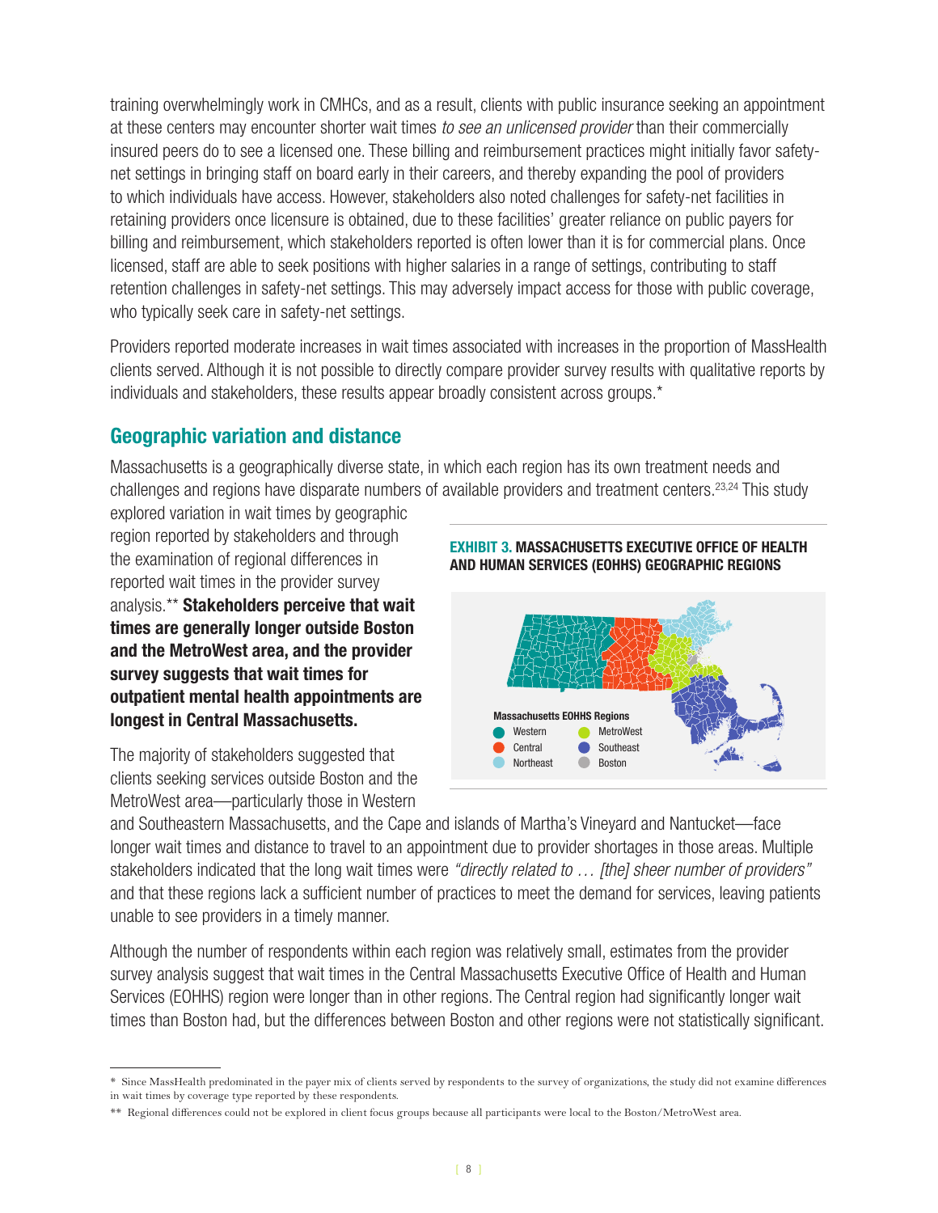training overwhelmingly work in CMHCs, and as a result, clients with public insurance seeking an appointment at these centers may encounter shorter wait times *to see an unlicensed provider* than their commercially insured peers do to see a licensed one. These billing and reimbursement practices might initially favor safety-net settings in bringing staff on board early in their careers, and thereby expanding the pool of providers to which individuals have access. However, stakeholders also noted challenges for safety-net facilities in retaining providers once licensure is obtained, due to these facilities' greater reliance on public payers for billing and reimbursement, which stakeholders reported is often lower than it is for commercial plans. Once licensed, staff are able to seek positions with higher salaries in a range of settings, contributing to staff retention challenges in safety-net settings. This may adversely impact access for those with public coverage, who typically seek care in safety-net settings.

Providers reported moderate increases in wait times associated with increases in the proportion of MassHealth clients served. Although it is not possible to directly compare provider survey results with qualitative reports by individuals and stakeholders, these results appear broadly consistent across groups.*

## Geographic variation and distance

Massachusetts is a geographically diverse state, in which each region has its own treatment needs and challenges and regions have disparate numbers of available providers and treatment centers.[23,24] This study explored variation in wait times by geographic region reported by stakeholders and through the examination of regional differences in reported wait times in the provider survey analysis.** **Stakeholders perceive that wait times are generally longer outside Boston and the MetroWest area, and the provider survey suggests that wait times for outpatient mental health appointments are longest in Central Massachusetts.**

**EXHIBIT 3. MASSACHUSETTS EXECUTIVE OFFICE OF HEALTH AND HUMAN SERVICES (EOHHS) GEOGRAPHIC REGIONS**

Massachusetts EOHHS Regions: Western, Central, Northeast, MetroWest, Southeast, Boston

The majority of stakeholders suggested that clients seeking services outside Boston and the MetroWest area—particularly those in Western and Southeastern Massachusetts, and the Cape and islands of Martha's Vineyard and Nantucket—face longer wait times and distance to travel to an appointment due to provider shortages in those areas. Multiple stakeholders indicated that the long wait times were *"directly related to … [the] sheer number of providers"* and that these regions lack a sufficient number of practices to meet the demand for services, leaving patients unable to see providers in a timely manner.

Although the number of respondents within each region was relatively small, estimates from the provider survey analysis suggest that wait times in the Central Massachusetts Executive Office of Health and Human Services (EOHHS) region were longer than in other regions. The Central region had significantly longer wait times than Boston had, but the differences between Boston and other regions were not statistically significant.

---

* Since MassHealth predominated in the payer mix of clients served by respondents to the survey of organizations, the study did not examine differences in wait times by coverage type reported by these respondents.

** Regional differences could not be explored in client focus groups because all participants were local to the Boston/MetroWest area.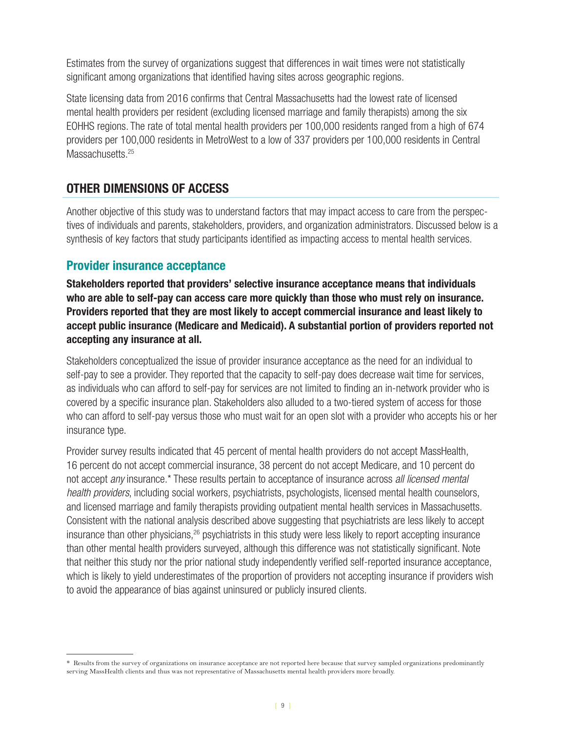Estimates from the survey of organizations suggest that differences in wait times were not statistically significant among organizations that identified having sites across geographic regions.

State licensing data from 2016 confirms that Central Massachusetts had the lowest rate of licensed mental health providers per resident (excluding licensed marriage and family therapists) among the six EOHHS regions. The rate of total mental health providers per 100,000 residents ranged from a high of 674 providers per 100,000 residents in MetroWest to a low of 337 providers per 100,000 residents in Central Massachusetts.[25]

## OTHER DIMENSIONS OF ACCESS

Another objective of this study was to understand factors that may impact access to care from the perspectives of individuals and parents, stakeholders, providers, and organization administrators. Discussed below is a synthesis of key factors that study participants identified as impacting access to mental health services.

### Provider insurance acceptance

**Stakeholders reported that providers' selective insurance acceptance means that individuals who are able to self-pay can access care more quickly than those who must rely on insurance. Providers reported that they are most likely to accept commercial insurance and least likely to accept public insurance (Medicare and Medicaid). A substantial portion of providers reported not accepting any insurance at all.**

Stakeholders conceptualized the issue of provider insurance acceptance as the need for an individual to self-pay to see a provider. They reported that the capacity to self-pay does decrease wait time for services, as individuals who can afford to self-pay for services are not limited to finding an in-network provider who is covered by a specific insurance plan. Stakeholders also alluded to a two-tiered system of access for those who can afford to self-pay versus those who must wait for an open slot with a provider who accepts his or her insurance type.

Provider survey results indicated that 45 percent of mental health providers do not accept MassHealth, 16 percent do not accept commercial insurance, 38 percent do not accept Medicare, and 10 percent do not accept *any* insurance.* These results pertain to acceptance of insurance across *all licensed mental health providers*, including social workers, psychiatrists, psychologists, licensed mental health counselors, and licensed marriage and family therapists providing outpatient mental health services in Massachusetts. Consistent with the national analysis described above suggesting that psychiatrists are less likely to accept insurance than other physicians,[26] psychiatrists in this study were less likely to report accepting insurance than other mental health providers surveyed, although this difference was not statistically significant. Note that neither this study nor the prior national study independently verified self-reported insurance acceptance, which is likely to yield underestimates of the proportion of providers not accepting insurance if providers wish to avoid the appearance of bias against uninsured or publicly insured clients.

---

\* Results from the survey of organizations on insurance acceptance are not reported here because that survey sampled organizations predominantly serving MassHealth clients and thus was not representative of Massachusetts mental health providers more broadly.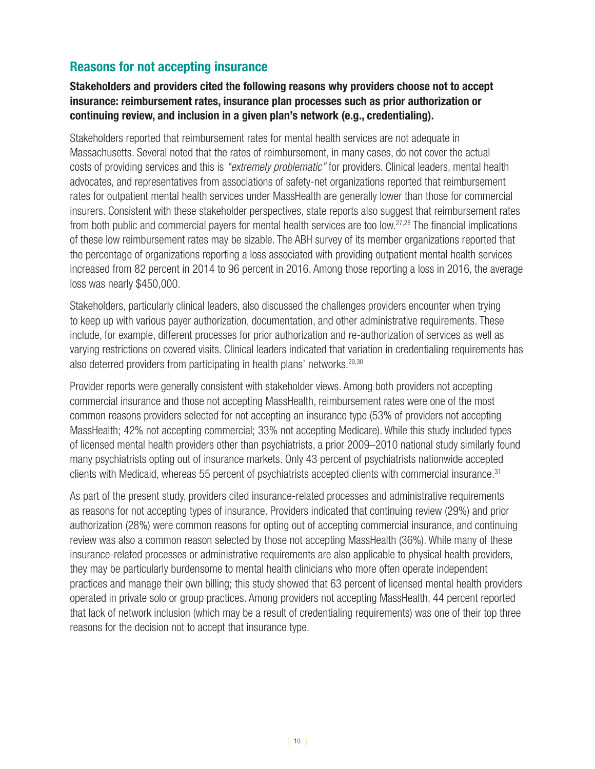## Reasons for not accepting insurance

**Stakeholders and providers cited the following reasons why providers choose not to accept insurance: reimbursement rates, insurance plan processes such as prior authorization or continuing review, and inclusion in a given plan's network (e.g., credentialing).**

Stakeholders reported that reimbursement rates for mental health services are not adequate in Massachusetts. Several noted that the rates of reimbursement, in many cases, do not cover the actual costs of providing services and this is *"extremely problematic"* for providers. Clinical leaders, mental health advocates, and representatives from associations of safety-net organizations reported that reimbursement rates for outpatient mental health services under MassHealth are generally lower than those for commercial insurers. Consistent with these stakeholder perspectives, state reports also suggest that reimbursement rates from both public and commercial payers for mental health services are too low.[27,28] The financial implications of these low reimbursement rates may be sizable. The ABH survey of its member organizations reported that the percentage of organizations reporting a loss associated with providing outpatient mental health services increased from 82 percent in 2014 to 96 percent in 2016. Among those reporting a loss in 2016, the average loss was nearly $450,000.

Stakeholders, particularly clinical leaders, also discussed the challenges providers encounter when trying to keep up with various payer authorization, documentation, and other administrative requirements. These include, for example, different processes for prior authorization and re-authorization of services as well as varying restrictions on covered visits. Clinical leaders indicated that variation in credentialing requirements has also deterred providers from participating in health plans' networks.[29,30]

Provider reports were generally consistent with stakeholder views. Among both providers not accepting commercial insurance and those not accepting MassHealth, reimbursement rates were one of the most common reasons providers selected for not accepting an insurance type (53% of providers not accepting MassHealth; 42% not accepting commercial; 33% not accepting Medicare). While this study included types of licensed mental health providers other than psychiatrists, a prior 2009–2010 national study similarly found many psychiatrists opting out of insurance markets. Only 43 percent of psychiatrists nationwide accepted clients with Medicaid, whereas 55 percent of psychiatrists accepted clients with commercial insurance.[31]

As part of the present study, providers cited insurance-related processes and administrative requirements as reasons for not accepting types of insurance. Providers indicated that continuing review (29%) and prior authorization (28%) were common reasons for opting out of accepting commercial insurance, and continuing review was also a common reason selected by those not accepting MassHealth (36%). While many of these insurance-related processes or administrative requirements are also applicable to physical health providers, they may be particularly burdensome to mental health clinicians who more often operate independent practices and manage their own billing; this study showed that 63 percent of licensed mental health providers operated in private solo or group practices. Among providers not accepting MassHealth, 44 percent reported that lack of network inclusion (which may be a result of credentialing requirements) was one of their top three reasons for the decision not to accept that insurance type.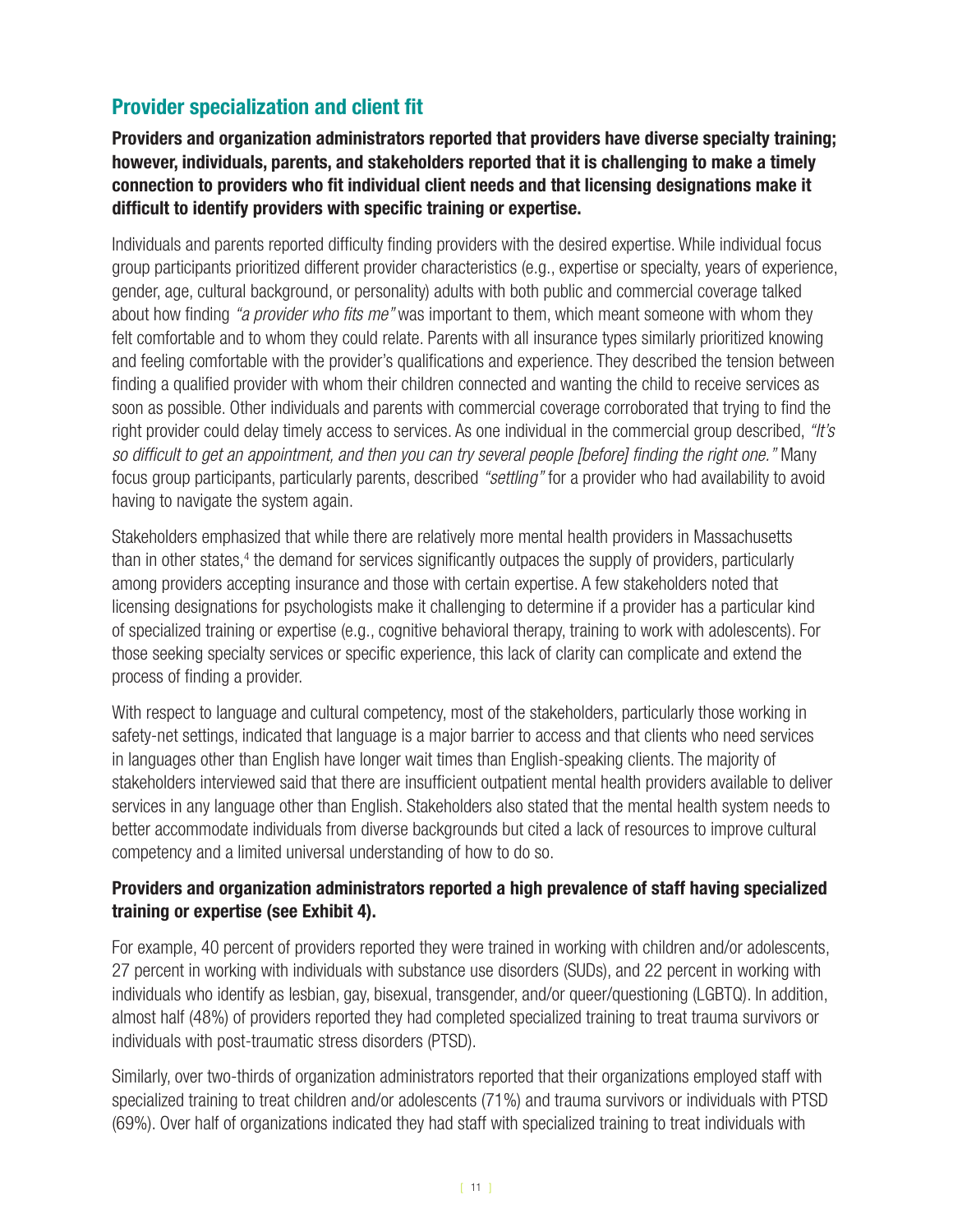## Provider specialization and client fit

**Providers and organization administrators reported that providers have diverse specialty training; however, individuals, parents, and stakeholders reported that it is challenging to make a timely connection to providers who fit individual client needs and that licensing designations make it difficult to identify providers with specific training or expertise.**

Individuals and parents reported difficulty finding providers with the desired expertise. While individual focus group participants prioritized different provider characteristics (e.g., expertise or specialty, years of experience, gender, age, cultural background, or personality) adults with both public and commercial coverage talked about how finding *"a provider who fits me"* was important to them, which meant someone with whom they felt comfortable and to whom they could relate. Parents with all insurance types similarly prioritized knowing and feeling comfortable with the provider's qualifications and experience. They described the tension between finding a qualified provider with whom their children connected and wanting the child to receive services as soon as possible. Other individuals and parents with commercial coverage corroborated that trying to find the right provider could delay timely access to services. As one individual in the commercial group described, *"It's so difficult to get an appointment, and then you can try several people [before] finding the right one."* Many focus group participants, particularly parents, described *"settling"* for a provider who had availability to avoid having to navigate the system again.

Stakeholders emphasized that while there are relatively more mental health providers in Massachusetts than in other states,[4] the demand for services significantly outpaces the supply of providers, particularly among providers accepting insurance and those with certain expertise. A few stakeholders noted that licensing designations for psychologists make it challenging to determine if a provider has a particular kind of specialized training or expertise (e.g., cognitive behavioral therapy, training to work with adolescents). For those seeking specialty services or specific experience, this lack of clarity can complicate and extend the process of finding a provider.

With respect to language and cultural competency, most of the stakeholders, particularly those working in safety-net settings, indicated that language is a major barrier to access and that clients who need services in languages other than English have longer wait times than English-speaking clients. The majority of stakeholders interviewed said that there are insufficient outpatient mental health providers available to deliver services in any language other than English. Stakeholders also stated that the mental health system needs to better accommodate individuals from diverse backgrounds but cited a lack of resources to improve cultural competency and a limited universal understanding of how to do so.

**Providers and organization administrators reported a high prevalence of staff having specialized training or expertise (see Exhibit 4).**

For example, 40 percent of providers reported they were trained in working with children and/or adolescents, 27 percent in working with individuals with substance use disorders (SUDs), and 22 percent in working with individuals who identify as lesbian, gay, bisexual, transgender, and/or queer/questioning (LGBTQ). In addition, almost half (48%) of providers reported they had completed specialized training to treat trauma survivors or individuals with post-traumatic stress disorders (PTSD).

Similarly, over two-thirds of organization administrators reported that their organizations employed staff with specialized training to treat children and/or adolescents (71%) and trauma survivors or individuals with PTSD (69%). Over half of organizations indicated they had staff with specialized training to treat individuals with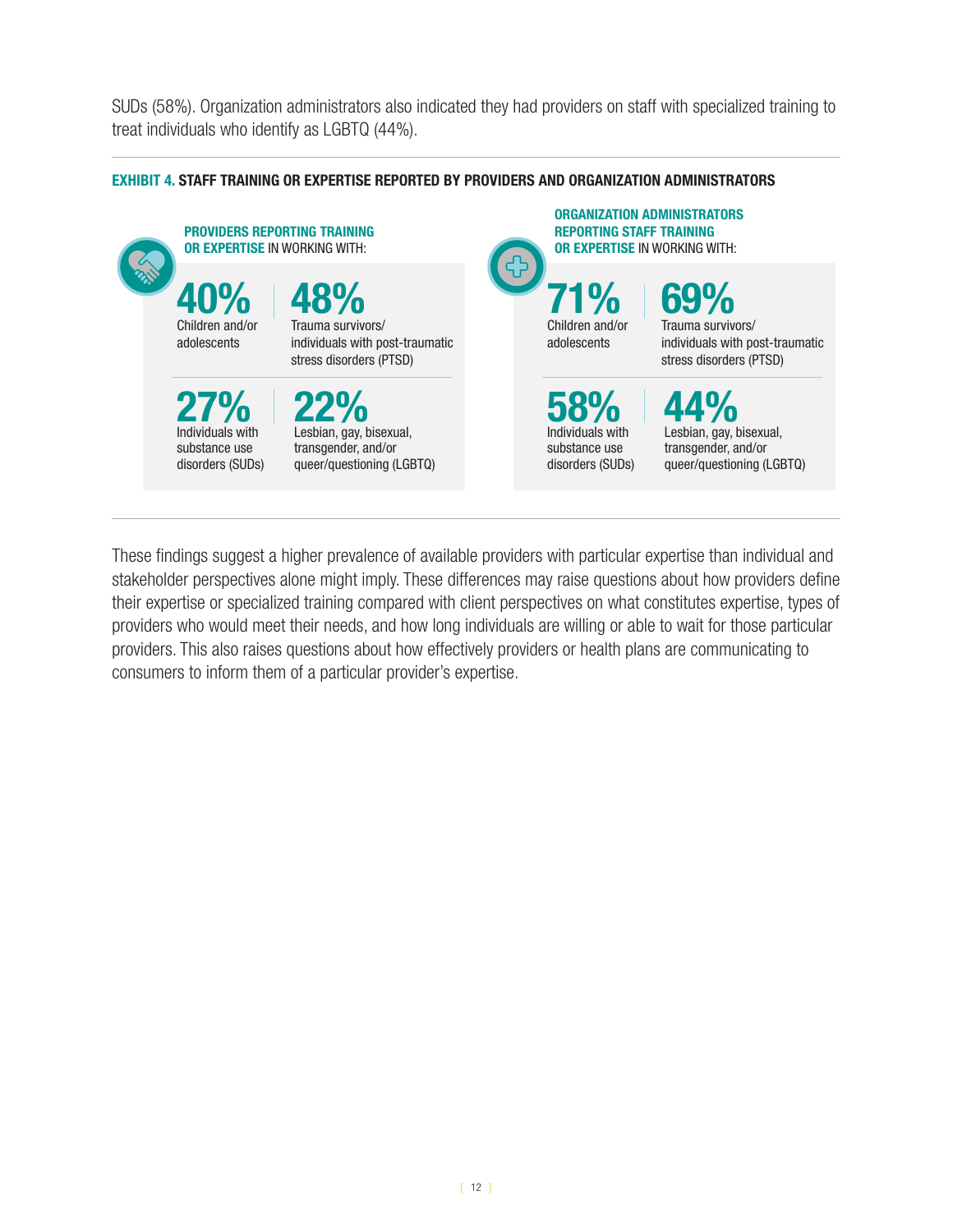SUDs (58%). Organization administrators also indicated they had providers on staff with specialized training to treat individuals who identify as LGBTQ (44%).

**EXHIBIT 4. STAFF TRAINING OR EXPERTISE REPORTED BY PROVIDERS AND ORGANIZATION ADMINISTRATORS**

**PROVIDERS REPORTING TRAINING OR EXPERTISE** IN WORKING WITH:

| | |
|---|---|
| **40%** Children and/or adolescents | **48%** Trauma survivors/ individuals with post-traumatic stress disorders (PTSD) |
| **27%** Individuals with substance use disorders (SUDs) | **22%** Lesbian, gay, bisexual, transgender, and/or queer/questioning (LGBTQ) |

**ORGANIZATION ADMINISTRATORS REPORTING STAFF TRAINING OR EXPERTISE** IN WORKING WITH:

| | |
|---|---|
| **71%** Children and/or adolescents | **69%** Trauma survivors/ individuals with post-traumatic stress disorders (PTSD) |
| **58%** Individuals with substance use disorders (SUDs) | **44%** Lesbian, gay, bisexual, transgender, and/or queer/questioning (LGBTQ) |

These findings suggest a higher prevalence of available providers with particular expertise than individual and stakeholder perspectives alone might imply. These differences may raise questions about how providers define their expertise or specialized training compared with client perspectives on what constitutes expertise, types of providers who would meet their needs, and how long individuals are willing or able to wait for those particular providers. This also raises questions about how effectively providers or health plans are communicating to consumers to inform them of a particular provider's expertise.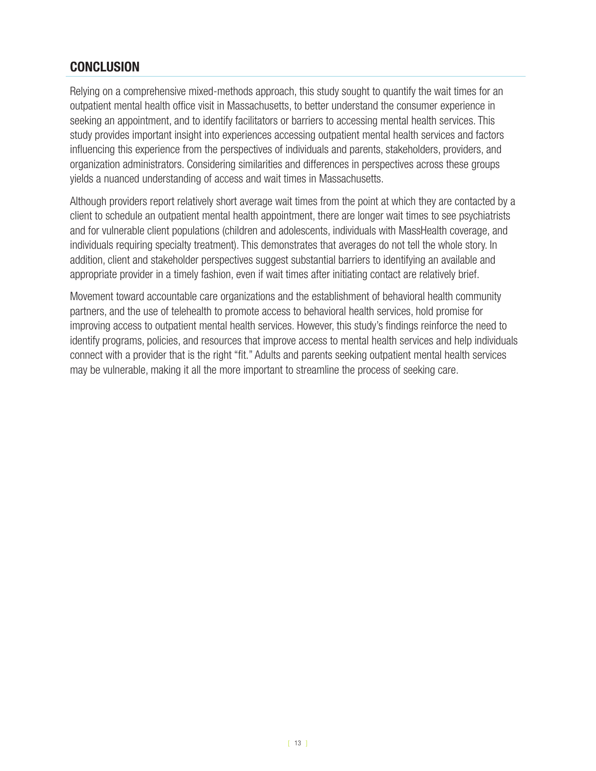## CONCLUSION

Relying on a comprehensive mixed-methods approach, this study sought to quantify the wait times for an outpatient mental health office visit in Massachusetts, to better understand the consumer experience in seeking an appointment, and to identify facilitators or barriers to accessing mental health services. This study provides important insight into experiences accessing outpatient mental health services and factors influencing this experience from the perspectives of individuals and parents, stakeholders, providers, and organization administrators. Considering similarities and differences in perspectives across these groups yields a nuanced understanding of access and wait times in Massachusetts.

Although providers report relatively short average wait times from the point at which they are contacted by a client to schedule an outpatient mental health appointment, there are longer wait times to see psychiatrists and for vulnerable client populations (children and adolescents, individuals with MassHealth coverage, and individuals requiring specialty treatment). This demonstrates that averages do not tell the whole story. In addition, client and stakeholder perspectives suggest substantial barriers to identifying an available and appropriate provider in a timely fashion, even if wait times after initiating contact are relatively brief.

Movement toward accountable care organizations and the establishment of behavioral health community partners, and the use of telehealth to promote access to behavioral health services, hold promise for improving access to outpatient mental health services. However, this study's findings reinforce the need to identify programs, policies, and resources that improve access to mental health services and help individuals connect with a provider that is the right "fit." Adults and parents seeking outpatient mental health services may be vulnerable, making it all the more important to streamline the process of seeking care.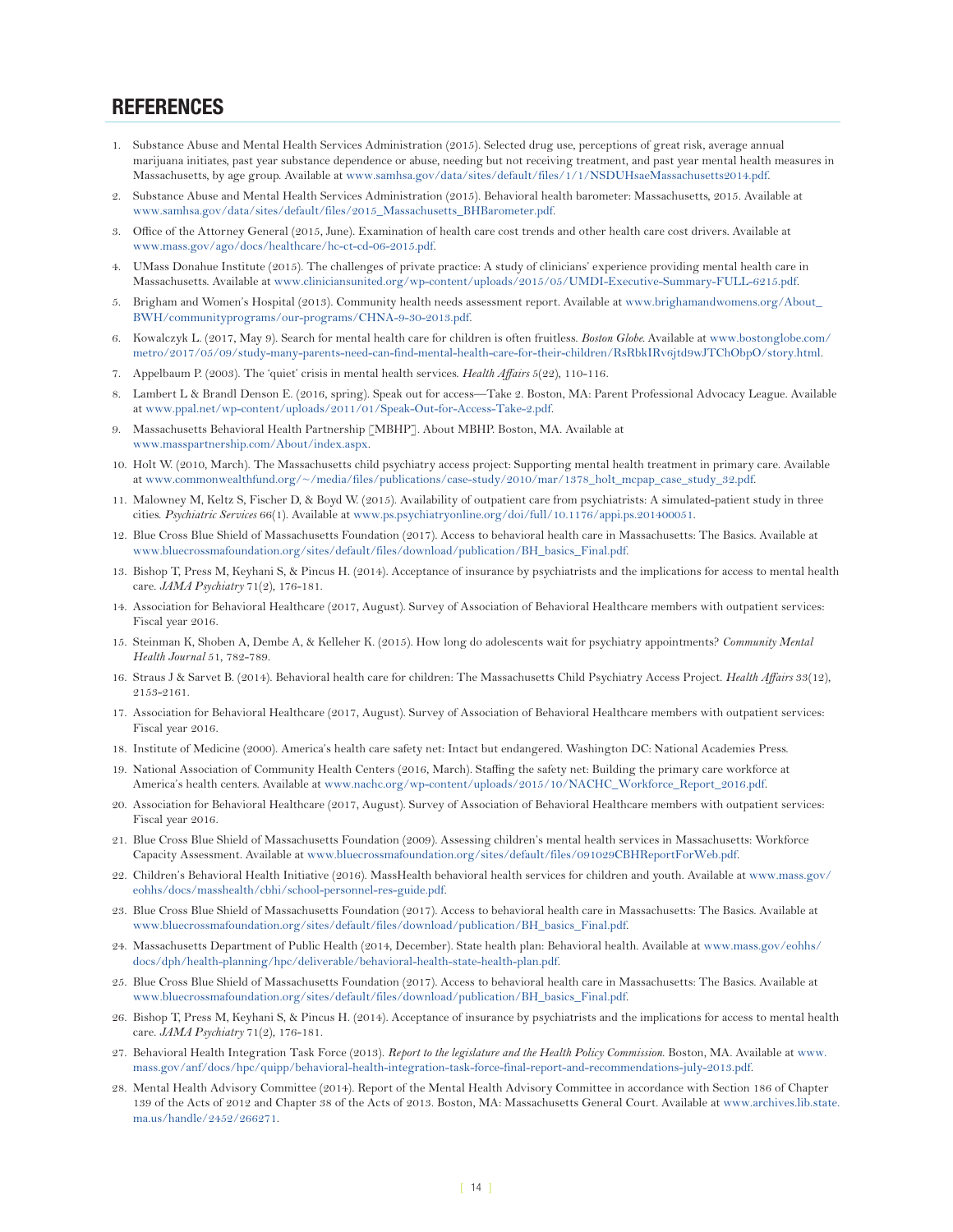## REFERENCES

1. Substance Abuse and Mental Health Services Administration (2015). Selected drug use, perceptions of great risk, average annual marijuana initiates, past year substance dependence or abuse, needing but not receiving treatment, and past year mental health measures in Massachusetts, by age group. Available at www.samhsa.gov/data/sites/default/files/1/1/NSDUHsaeMassachusetts2014.pdf.
2. Substance Abuse and Mental Health Services Administration (2015). Behavioral health barometer: Massachusetts, 2015. Available at www.samhsa.gov/data/sites/default/files/2015_Massachusetts_BHBarometer.pdf.
3. Office of the Attorney General (2015, June). Examination of health care cost trends and other health care cost drivers. Available at www.mass.gov/ago/docs/healthcare/hc-ct-cd-06-2015.pdf.
4. UMass Donahue Institute (2015). The challenges of private practice: A study of clinicians' experience providing mental health care in Massachusetts. Available at www.cliniciansunited.org/wp-content/uploads/2015/05/UMDI-Executive-Summary-FULL-6215.pdf.
5. Brigham and Women's Hospital (2013). Community health needs assessment report. Available at www.brighamandwomens.org/About_BWH/communityprograms/our-programs/CHNA-9-30-2013.pdf.
6. Kowalczyk L. (2017, May 9). Search for mental health care for children is often fruitless. *Boston Globe*. Available at www.bostonglobe.com/metro/2017/05/09/study-many-parents-need-can-find-mental-health-care-for-their-children/RsRbkIRv6jtd9wJTChObpO/story.html.
7. Appelbaum P. (2003). The 'quiet' crisis in mental health services. *Health Affairs* 5(22), 110-116.
8. Lambert L & Brandl Denson E. (2016, spring). Speak out for access—Take 2. Boston, MA: Parent Professional Advocacy League. Available at www.ppal.net/wp-content/uploads/2011/01/Speak-Out-for-Access-Take-2.pdf.
9. Massachusetts Behavioral Health Partnership [MBHP]. About MBHP. Boston, MA. Available at www.masspartnership.com/About/index.aspx.
10. Holt W. (2010, March). The Massachusetts child psychiatry access project: Supporting mental health treatment in primary care. Available at www.commonwealthfund.org/~/media/files/publications/case-study/2010/mar/1378_holt_mcpap_case_study_32.pdf.
11. Malowney M, Keltz S, Fischer D, & Boyd W. (2015). Availability of outpatient care from psychiatrists: A simulated-patient study in three cities. *Psychiatric Services* 66(1). Available at www.ps.psychiatryonline.org/doi/full/10.1176/appi.ps.201400051.
12. Blue Cross Blue Shield of Massachusetts Foundation (2017). Access to behavioral health care in Massachusetts: The Basics. Available at www.bluecrossmafoundation.org/sites/default/files/download/publication/BH_basics_Final.pdf.
13. Bishop T, Press M, Keyhani S, & Pincus H. (2014). Acceptance of insurance by psychiatrists and the implications for access to mental health care. *JAMA Psychiatry* 71(2), 176-181.
14. Association for Behavioral Healthcare (2017, August). Survey of Association of Behavioral Healthcare members with outpatient services: Fiscal year 2016.
15. Steinman K, Shoben A, Dembe A, & Kelleher K. (2015). How long do adolescents wait for psychiatry appointments? *Community Mental Health Journal* 51, 782-789.
16. Straus J & Sarvet B. (2014). Behavioral health care for children: The Massachusetts Child Psychiatry Access Project. *Health Affairs* 33(12), 2153-2161.
17. Association for Behavioral Healthcare (2017, August). Survey of Association of Behavioral Healthcare members with outpatient services: Fiscal year 2016.
18. Institute of Medicine (2000). America's health care safety net: Intact but endangered. Washington DC: National Academies Press.
19. National Association of Community Health Centers (2016, March). Staffing the safety net: Building the primary care workforce at America's health centers. Available at www.nachc.org/wp-content/uploads/2015/10/NACHC_Workforce_Report_2016.pdf.
20. Association for Behavioral Healthcare (2017, August). Survey of Association of Behavioral Healthcare members with outpatient services: Fiscal year 2016.
21. Blue Cross Blue Shield of Massachusetts Foundation (2009). Assessing children's mental health services in Massachusetts: Workforce Capacity Assessment. Available at www.bluecrossmafoundation.org/sites/default/files/091029CBHReportForWeb.pdf.
22. Children's Behavioral Health Initiative (2016). MassHealth behavioral health services for children and youth. Available at www.mass.gov/eohhs/docs/masshealth/cbhi/school-personnel-res-guide.pdf.
23. Blue Cross Blue Shield of Massachusetts Foundation (2017). Access to behavioral health care in Massachusetts: The Basics. Available at www.bluecrossmafoundation.org/sites/default/files/download/publication/BH_basics_Final.pdf.
24. Massachusetts Department of Public Health (2014, December). State health plan: Behavioral health. Available at www.mass.gov/eohhs/docs/dph/health-planning/hpc/deliverable/behavioral-health-state-health-plan.pdf.
25. Blue Cross Blue Shield of Massachusetts Foundation (2017). Access to behavioral health care in Massachusetts: The Basics. Available at www.bluecrossmafoundation.org/sites/default/files/download/publication/BH_basics_Final.pdf.
26. Bishop T, Press M, Keyhani S, & Pincus H. (2014). Acceptance of insurance by psychiatrists and the implications for access to mental health care. *JAMA Psychiatry* 71(2), 176-181.
27. Behavioral Health Integration Task Force (2013). *Report to the legislature and the Health Policy Commission*. Boston, MA. Available at www.mass.gov/anf/docs/hpc/quipp/behavioral-health-integration-task-force-final-report-and-recommendations-july-2013.pdf.
28. Mental Health Advisory Committee (2014). Report of the Mental Health Advisory Committee in accordance with Section 186 of Chapter 139 of the Acts of 2012 and Chapter 38 of the Acts of 2013. Boston, MA: Massachusetts General Court. Available at www.archives.lib.state.ma.us/handle/2452/266271.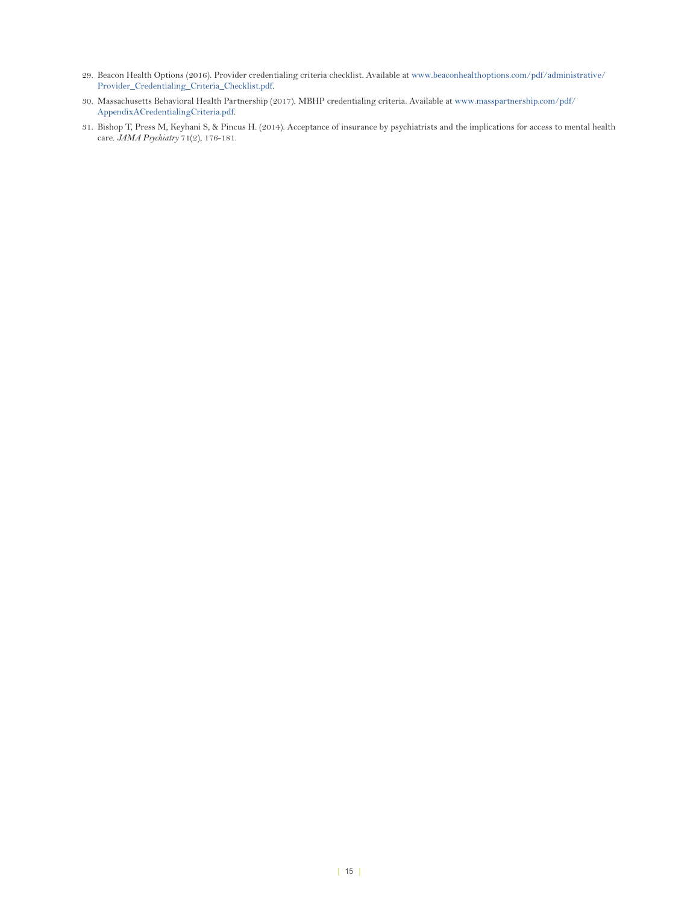29. Beacon Health Options (2016). Provider credentialing criteria checklist. Available at www.beaconhealthoptions.com/pdf/administrative/Provider_Credentialing_Criteria_Checklist.pdf.

30. Massachusetts Behavioral Health Partnership (2017). MBHP credentialing criteria. Available at www.masspartnership.com/pdf/AppendixACredentialingCriteria.pdf.

31. Bishop T, Press M, Keyhani S, & Pincus H. (2014). Acceptance of insurance by psychiatrists and the implications for access to mental health care. *JAMA Psychiatry* 71(2), 176-181.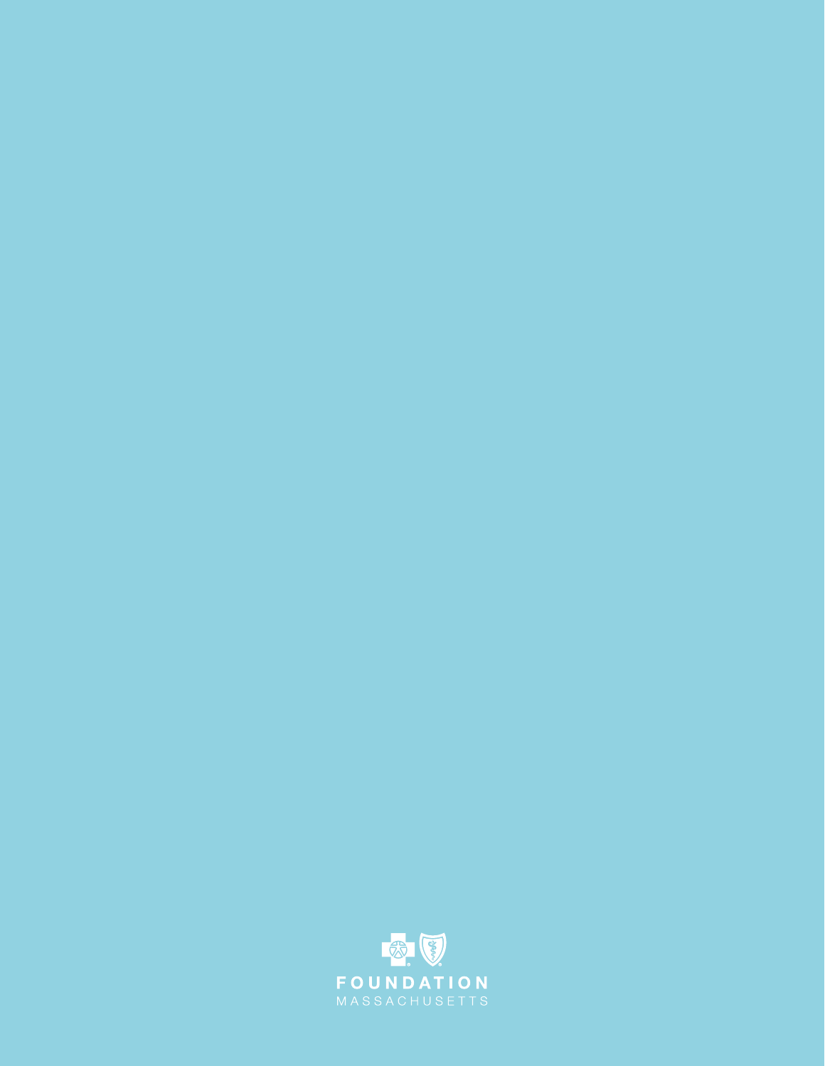FOUNDATION

MASSACHUSETTS